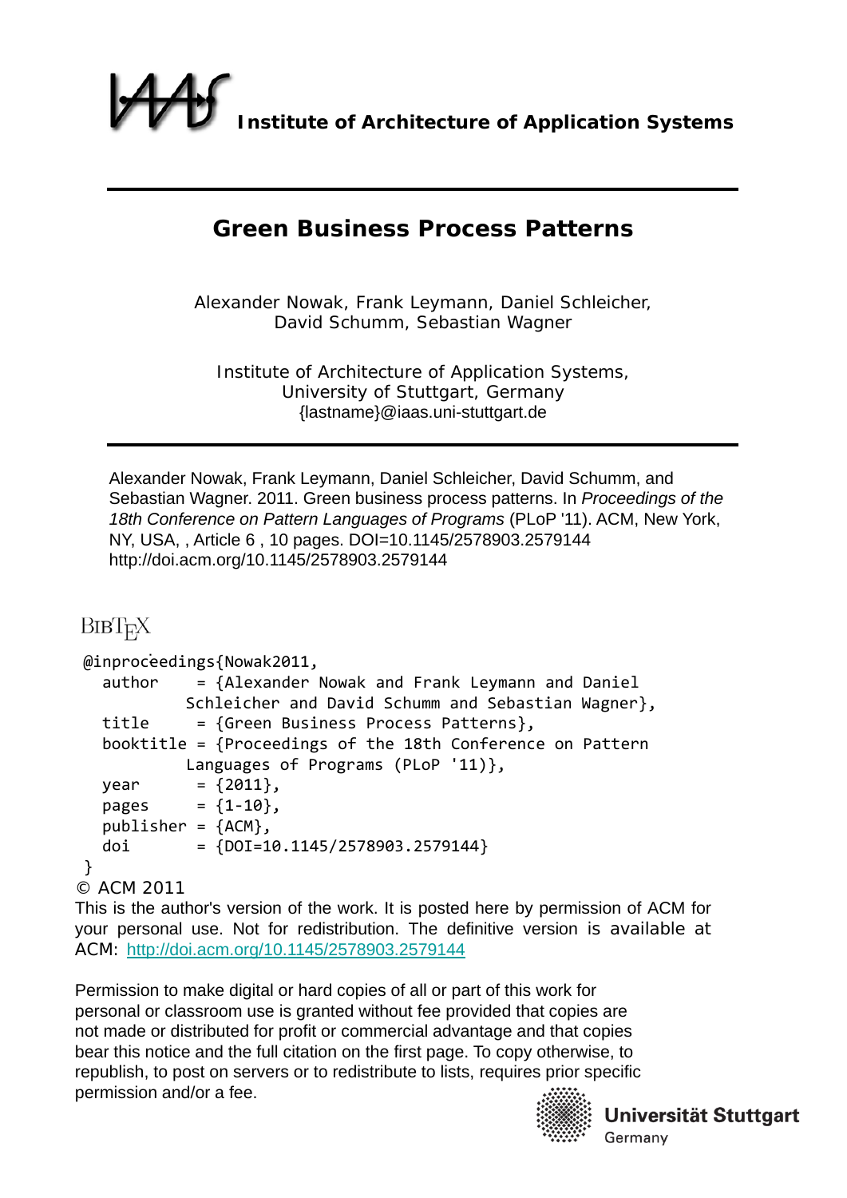**Institute of Architecture of Application Systems**

# Green Business Process Patterns

Alexander Nowak, Frank Leymann, Daniel Schleicher, David Schumm, Sebastian Wagner

Institute of Architecture of Application Systems, University of Stuttgart, Germany
{lastname}@iaas.uni-stuttgart.de

Alexander Nowak, Frank Leymann, Daniel Schleicher, David Schumm, and Sebastian Wagner. 2011. Green business process patterns. In *Proceedings of the 18th Conference on Pattern Languages of Programs* (PLoP '11). ACM, New York, NY, USA, , Article 6 , 10 pages. DOI=10.1145/2578903.2579144 http://doi.acm.org/10.1145/2578903.2579144

BIBTEX

```
@inproceedings{Nowak2011,
  author    = {Alexander Nowak and Frank Leymann and Daniel
            Schleicher and David Schumm and Sebastian Wagner},
  title     = {Green Business Process Patterns},
  booktitle = {Proceedings of the 18th Conference on Pattern
            Languages of Programs (PLoP '11)},
  year      = {2011},
  pages     = {1-10},
  publisher = {ACM},
  doi       = {DOI=10.1145/2578903.2579144}
}
```

© ACM 2011

This is the author's version of the work. It is posted here by permission of ACM for your personal use. Not for redistribution. The definitive version is available at ACM: http://doi.acm.org/10.1145/2578903.2579144

Permission to make digital or hard copies of all or part of this work for personal or classroom use is granted without fee provided that copies are not made or distributed for profit or commercial advantage and that copies bear this notice and the full citation on the first page. To copy otherwise, to republish, to post on servers or to redistribute to lists, requires prior specific permission and/or a fee.

Universität Stuttgart
Germany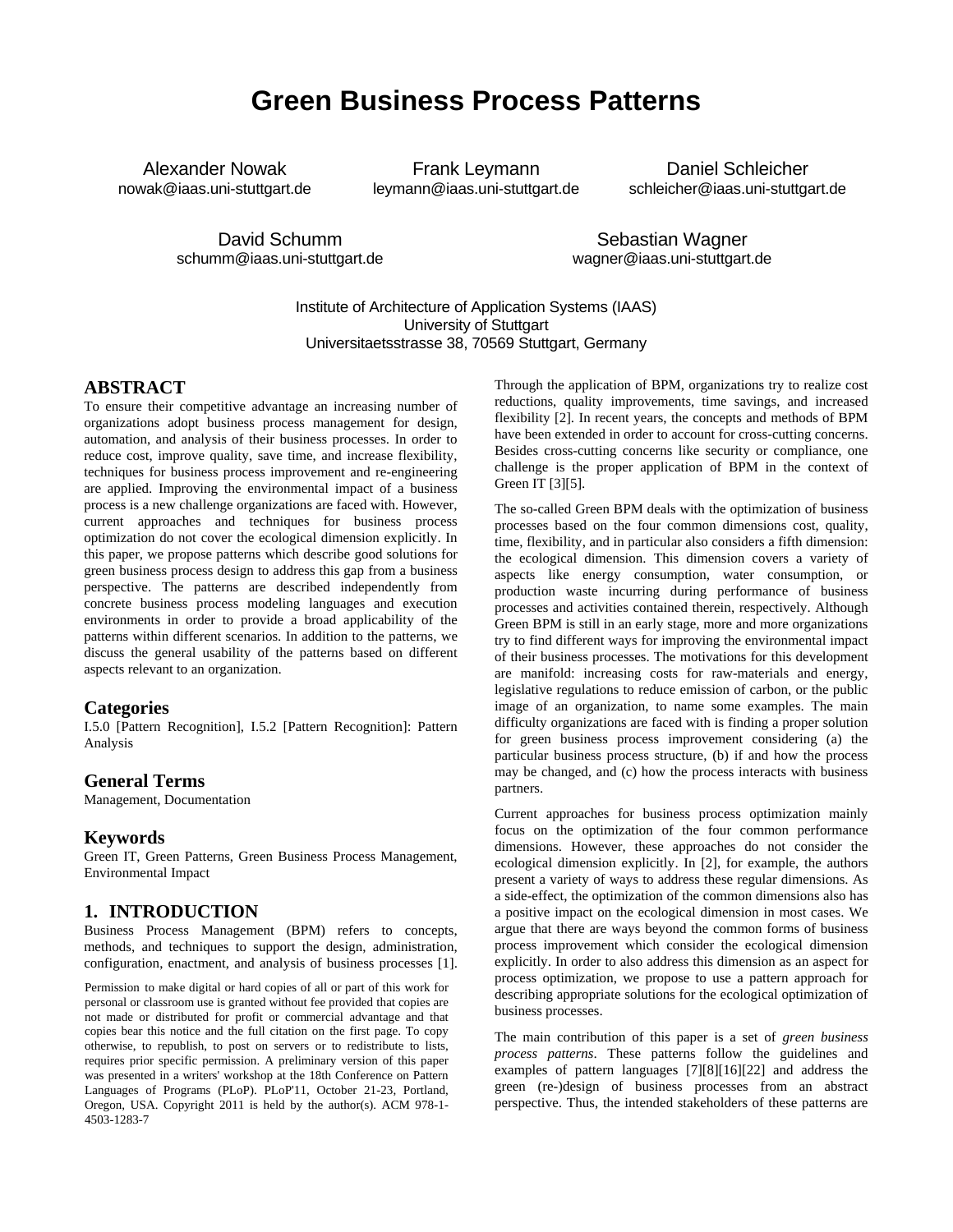# Green Business Process Patterns

Alexander Nowak
nowak@iaas.uni-stuttgart.de

Frank Leymann
leymann@iaas.uni-stuttgart.de

Daniel Schleicher
schleicher@iaas.uni-stuttgart.de

David Schumm
schumm@iaas.uni-stuttgart.de

Sebastian Wagner
wagner@iaas.uni-stuttgart.de

Institute of Architecture of Application Systems (IAAS)
University of Stuttgart
Universitaetsstrasse 38, 70569 Stuttgart, Germany

## ABSTRACT

To ensure their competitive advantage an increasing number of organizations adopt business process management for design, automation, and analysis of their business processes. In order to reduce cost, improve quality, save time, and increase flexibility, techniques for business process improvement and re-engineering are applied. Improving the environmental impact of a business process is a new challenge organizations are faced with. However, current approaches and techniques for business process optimization do not cover the ecological dimension explicitly. In this paper, we propose patterns which describe good solutions for green business process design to address this gap from a business perspective. The patterns are described independently from concrete business process modeling languages and execution environments in order to provide a broad applicability of the patterns within different scenarios. In addition to the patterns, we discuss the general usability of the patterns based on different aspects relevant to an organization.

## Categories

I.5.0 [Pattern Recognition], I.5.2 [Pattern Recognition]: Pattern Analysis

## General Terms

Management, Documentation

## Keywords

Green IT, Green Patterns, Green Business Process Management, Environmental Impact

## 1. INTRODUCTION

Business Process Management (BPM) refers to concepts, methods, and techniques to support the design, administration, configuration, enactment, and analysis of business processes [1].

Permission to make digital or hard copies of all or part of this work for personal or classroom use is granted without fee provided that copies are not made or distributed for profit or commercial advantage and that copies bear this notice and the full citation on the first page. To copy otherwise, to republish, to post on servers or to redistribute to lists, requires prior specific permission. A preliminary version of this paper was presented in a writers' workshop at the 18th Conference on Pattern Languages of Programs (PLoP). PLoP'11, October 21-23, Portland, Oregon, USA. Copyright 2011 is held by the author(s). ACM 978-1-4503-1283-7

Through the application of BPM, organizations try to realize cost reductions, quality improvements, time savings, and increased flexibility [2]. In recent years, the concepts and methods of BPM have been extended in order to account for cross-cutting concerns. Besides cross-cutting concerns like security or compliance, one challenge is the proper application of BPM in the context of Green IT [3][5].

The so-called Green BPM deals with the optimization of business processes based on the four common dimensions cost, quality, time, flexibility, and in particular also considers a fifth dimension: the ecological dimension. This dimension covers a variety of aspects like energy consumption, water consumption, or production waste incurring during performance of business processes and activities contained therein, respectively. Although Green BPM is still in an early stage, more and more organizations try to find different ways for improving the environmental impact of their business processes. The motivations for this development are manifold: increasing costs for raw-materials and energy, legislative regulations to reduce emission of carbon, or the public image of an organization, to name some examples. The main difficulty organizations are faced with is finding a proper solution for green business process improvement considering (a) the particular business process structure, (b) if and how the process may be changed, and (c) how the process interacts with business partners.

Current approaches for business process optimization mainly focus on the optimization of the four common performance dimensions. However, these approaches do not consider the ecological dimension explicitly. In [2], for example, the authors present a variety of ways to address these regular dimensions. As a side-effect, the optimization of the common dimensions also has a positive impact on the ecological dimension in most cases. We argue that there are ways beyond the common forms of business process improvement which consider the ecological dimension explicitly. In order to also address this dimension as an aspect for process optimization, we propose to use a pattern approach for describing appropriate solutions for the ecological optimization of business processes.

The main contribution of this paper is a set of *green business process patterns*. These patterns follow the guidelines and examples of pattern languages [7][8][16][22] and address the green (re-)design of business processes from an abstract perspective. Thus, the intended stakeholders of these patterns are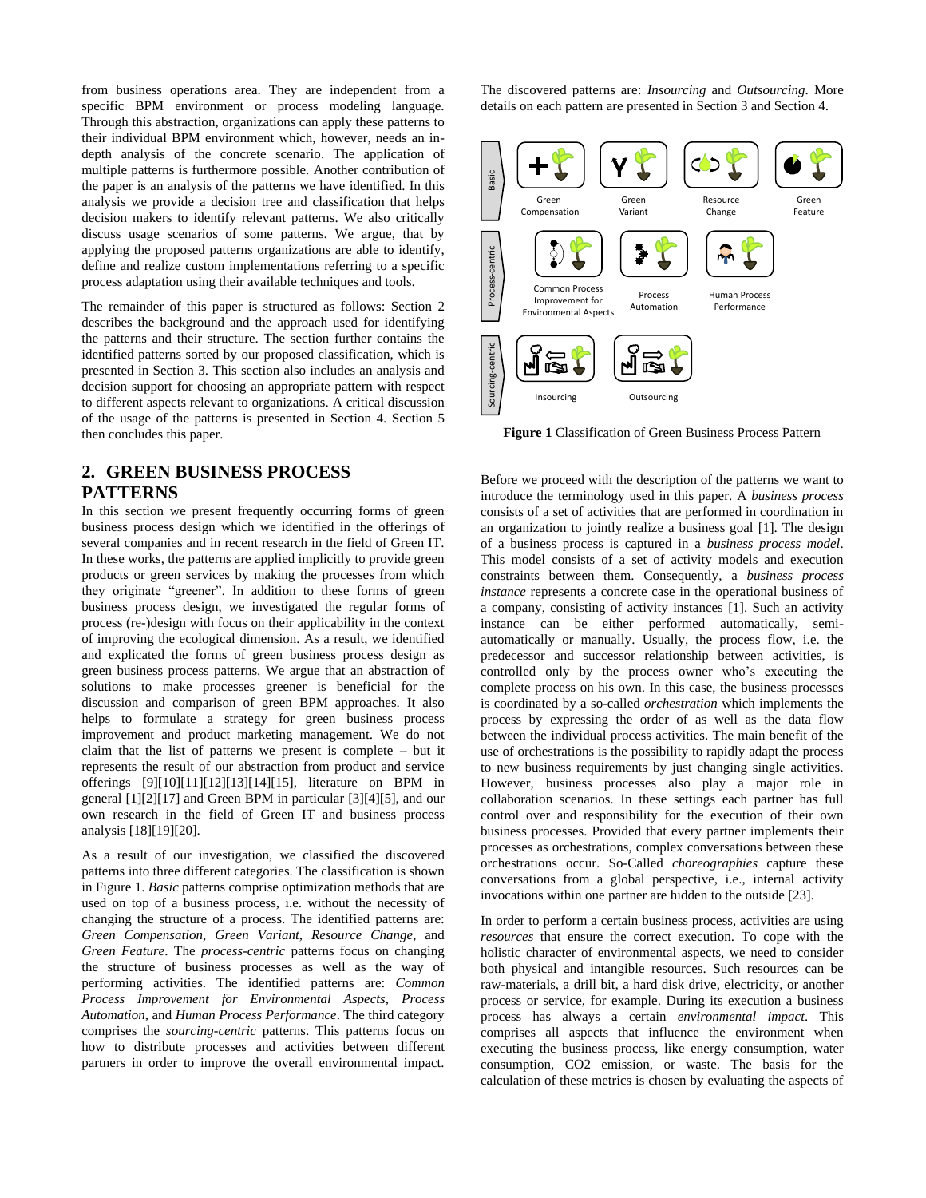from business operations area. They are independent from a specific BPM environment or process modeling language. Through this abstraction, organizations can apply these patterns to their individual BPM environment which, however, needs an in-depth analysis of the concrete scenario. The application of multiple patterns is furthermore possible. Another contribution of the paper is an analysis of the patterns we have identified. In this analysis we provide a decision tree and classification that helps decision makers to identify relevant patterns. We also critically discuss usage scenarios of some patterns. We argue, that by applying the proposed patterns organizations are able to identify, define and realize custom implementations referring to a specific process adaptation using their available techniques and tools.

The remainder of this paper is structured as follows: Section 2 describes the background and the approach used for identifying the patterns and their structure. The section further contains the identified patterns sorted by our proposed classification, which is presented in Section 3. This section also includes an analysis and decision support for choosing an appropriate pattern with respect to different aspects relevant to organizations. A critical discussion of the usage of the patterns is presented in Section 4. Section 5 then concludes this paper.

## 2. GREEN BUSINESS PROCESS PATTERNS

In this section we present frequently occurring forms of green business process design which we identified in the offerings of several companies and in recent research in the field of Green IT. In these works, the patterns are applied implicitly to provide green products or green services by making the processes from which they originate "greener". In addition to these forms of green business process design, we investigated the regular forms of process (re-)design with focus on their applicability in the context of improving the ecological dimension. As a result, we identified and explicated the forms of green business process design as green business process patterns. We argue that an abstraction of solutions to make processes greener is beneficial for the discussion and comparison of green BPM approaches. It also helps to formulate a strategy for green business process improvement and product marketing management. We do not claim that the list of patterns we present is complete – but it represents the result of our abstraction from product and service offerings [9][10][11][12][13][14][15], literature on BPM in general [1][2][17] and Green BPM in particular [3][4][5], and our own research in the field of Green IT and business process analysis [18][19][20].

As a result of our investigation, we classified the discovered patterns into three different categories. The classification is shown in Figure 1. *Basic* patterns comprise optimization methods that are used on top of a business process, i.e. without the necessity of changing the structure of a process. The identified patterns are: *Green Compensation*, *Green Variant*, *Resource Change*, and *Green Feature*. The *process-centric* patterns focus on changing the structure of business processes as well as the way of performing activities. The identified patterns are: *Common Process Improvement for Environmental Aspects*, *Process Automation*, and *Human Process Performance*. The third category comprises the *sourcing-centric* patterns. This patterns focus on how to distribute processes and activities between different partners in order to improve the overall environmental impact. The discovered patterns are: *Insourcing* and *Outsourcing*. More details on each pattern are presented in Section 3 and Section 4.

Basic

Green Compensation

Green Variant

Resource Change

Green Feature

Process-centric

Common Process Improvement for Environmental Aspects

Process Automation

Human Process Performance

Sourcing-centric

Insourcing

Outsourcing

**Figure 1** Classification of Green Business Process Pattern

Before we proceed with the description of the patterns we want to introduce the terminology used in this paper. A *business process* consists of a set of activities that are performed in coordination in an organization to jointly realize a business goal [1]. The design of a business process is captured in a *business process model*. This model consists of a set of activity models and execution constraints between them. Consequently, a *business process instance* represents a concrete case in the operational business of a company, consisting of activity instances [1]. Such an activity instance can be either performed automatically, semi-automatically or manually. Usually, the process flow, i.e. the predecessor and successor relationship between activities, is controlled only by the process owner who's executing the complete process on his own. In this case, the business processes is coordinated by a so-called *orchestration* which implements the process by expressing the order of as well as the data flow between the individual process activities. The main benefit of the use of orchestrations is the possibility to rapidly adapt the process to new business requirements by just changing single activities. However, business processes also play a major role in collaboration scenarios. In these settings each partner has full control over and responsibility for the execution of their own business processes. Provided that every partner implements their processes as orchestrations, complex conversations between these orchestrations occur. So-Called *choreographies* capture these conversations from a global perspective, i.e., internal activity invocations within one partner are hidden to the outside [23].

In order to perform a certain business process, activities are using *resources* that ensure the correct execution. To cope with the holistic character of environmental aspects, we need to consider both physical and intangible resources. Such resources can be raw-materials, a drill bit, a hard disk drive, electricity, or another process or service, for example. During its execution a business process has always a certain *environmental impact*. This comprises all aspects that influence the environment when executing the business process, like energy consumption, water consumption, CO2 emission, or waste. The basis for the calculation of these metrics is chosen by evaluating the aspects of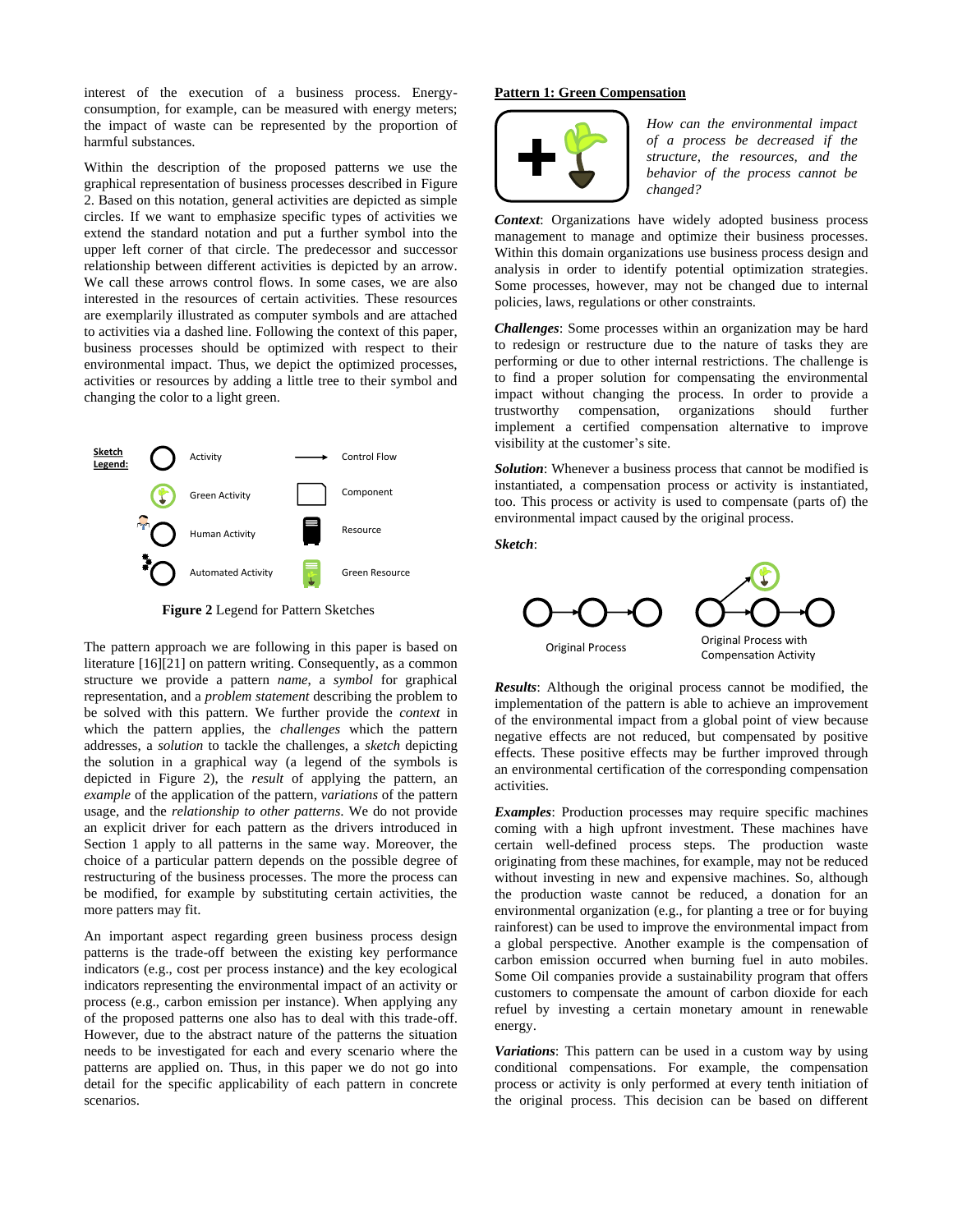interest of the execution of a business process. Energy-consumption, for example, can be measured with energy meters; the impact of waste can be represented by the proportion of harmful substances.

Within the description of the proposed patterns we use the graphical representation of business processes described in Figure 2. Based on this notation, general activities are depicted as simple circles. If we want to emphasize specific types of activities we extend the standard notation and put a further symbol into the upper left corner of that circle. The predecessor and successor relationship between different activities is depicted by an arrow. We call these arrows control flows. In some cases, we are also interested in the resources of certain activities. These resources are exemplarily illustrated as computer symbols and are attached to activities via a dashed line. Following the context of this paper, business processes should be optimized with respect to their environmental impact. Thus, we depict the optimized processes, activities or resources by adding a little tree to their symbol and changing the color to a light green.

Sketch Legend:
Activity
Green Activity
Human Activity
Automated Activity
Control Flow
Component
Resource
Green Resource

**Figure 2** Legend for Pattern Sketches

The pattern approach we are following in this paper is based on literature [16][21] on pattern writing. Consequently, as a common structure we provide a pattern *name*, a *symbol* for graphical representation, and a *problem statement* describing the problem to be solved with this pattern. We further provide the *context* in which the pattern applies, the *challenges* which the pattern addresses, a *solution* to tackle the challenges, a *sketch* depicting the solution in a graphical way (a legend of the symbols is depicted in Figure 2), the *result* of applying the pattern, an *example* of the application of the pattern, *variations* of the pattern usage, and the *relationship to other patterns*. We do not provide an explicit driver for each pattern as the drivers introduced in Section 1 apply to all patterns in the same way. Moreover, the choice of a particular pattern depends on the possible degree of restructuring of the business processes. The more the process can be modified, for example by substituting certain activities, the more patters may fit.

An important aspect regarding green business process design patterns is the trade-off between the existing key performance indicators (e.g., cost per process instance) and the key ecological indicators representing the environmental impact of an activity or process (e.g., carbon emission per instance). When applying any of the proposed patterns one also has to deal with this trade-off. However, due to the abstract nature of the patterns the situation needs to be investigated for each and every scenario where the patterns are applied on. Thus, in this paper we do not go into detail for the specific applicability of each pattern in concrete scenarios.

**Pattern 1: Green Compensation**

*How can the environmental impact of a process be decreased if the structure, the resources, and the behavior of the process cannot be changed?*

***Context***: Organizations have widely adopted business process management to manage and optimize their business processes. Within this domain organizations use business process design and analysis in order to identify potential optimization strategies. Some processes, however, may not be changed due to internal policies, laws, regulations or other constraints.

***Challenges***: Some processes within an organization may be hard to redesign or restructure due to the nature of tasks they are performing or due to other internal restrictions. The challenge is to find a proper solution for compensating the environmental impact without changing the process. In order to provide a trustworthy compensation, organizations should further implement a certified compensation alternative to improve visibility at the customer's site.

***Solution***: Whenever a business process that cannot be modified is instantiated, a compensation process or activity is instantiated, too. This process or activity is used to compensate (parts of) the environmental impact caused by the original process.

***Sketch***:

Original Process

Original Process with Compensation Activity

***Results***: Although the original process cannot be modified, the implementation of the pattern is able to achieve an improvement of the environmental impact from a global point of view because negative effects are not reduced, but compensated by positive effects. These positive effects may be further improved through an environmental certification of the corresponding compensation activities.

***Examples***: Production processes may require specific machines coming with a high upfront investment. These machines have certain well-defined process steps. The production waste originating from these machines, for example, may not be reduced without investing in new and expensive machines. So, although the production waste cannot be reduced, a donation for an environmental organization (e.g., for planting a tree or for buying rainforest) can be used to improve the environmental impact from a global perspective. Another example is the compensation of carbon emission occurred when burning fuel in auto mobiles. Some Oil companies provide a sustainability program that offers customers to compensate the amount of carbon dioxide for each refuel by investing a certain monetary amount in renewable energy.

***Variations***: This pattern can be used in a custom way by using conditional compensations. For example, the compensation process or activity is only performed at every tenth initiation of the original process. This decision can be based on different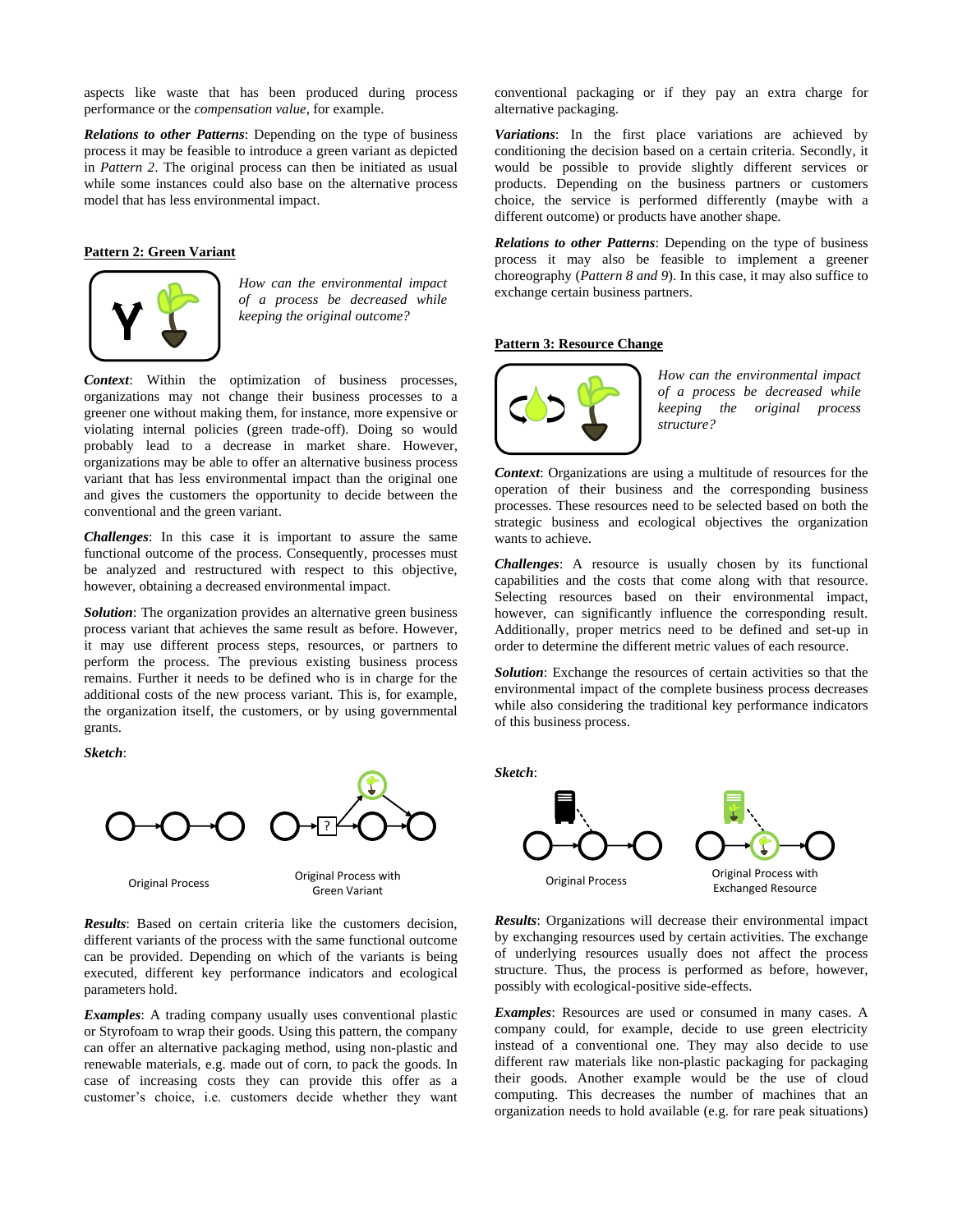aspects like waste that has been produced during process performance or the *compensation value*, for example.

***Relations to other Patterns***: Depending on the type of business process it may be feasible to introduce a green variant as depicted in *Pattern 2*. The original process can then be initiated as usual while some instances could also base on the alternative process model that has less environmental impact.

**Pattern 2: Green Variant**

*How can the environmental impact of a process be decreased while keeping the original outcome?*

***Context***: Within the optimization of business processes, organizations may not change their business processes to a greener one without making them, for instance, more expensive or violating internal policies (green trade-off). Doing so would probably lead to a decrease in market share. However, organizations may be able to offer an alternative business process variant that has less environmental impact than the original one and gives the customers the opportunity to decide between the conventional and the green variant.

***Challenges***: In this case it is important to assure the same functional outcome of the process. Consequently, processes must be analyzed and restructured with respect to this objective, however, obtaining a decreased environmental impact.

***Solution***: The organization provides an alternative green business process variant that achieves the same result as before. However, it may use different process steps, resources, or partners to perform the process. The previous existing business process remains. Further it needs to be defined who is in charge for the additional costs of the new process variant. This is, for example, the organization itself, the customers, or by using governmental grants.

***Sketch***:

Original Process

Original Process with Green Variant

***Results***: Based on certain criteria like the customers decision, different variants of the process with the same functional outcome can be provided. Depending on which of the variants is being executed, different key performance indicators and ecological parameters hold.

***Examples***: A trading company usually uses conventional plastic or Styrofoam to wrap their goods. Using this pattern, the company can offer an alternative packaging method, using non-plastic and renewable materials, e.g. made out of corn, to pack the goods. In case of increasing costs they can provide this offer as a customer's choice, i.e. customers decide whether they want conventional packaging or if they pay an extra charge for alternative packaging.

***Variations***: In the first place variations are achieved by conditioning the decision based on a certain criteria. Secondly, it would be possible to provide slightly different services or products. Depending on the business partners or customers choice, the service is performed differently (maybe with a different outcome) or products have another shape.

***Relations to other Patterns***: Depending on the type of business process it may also be feasible to implement a greener choreography (*Pattern 8 and 9*). In this case, it may also suffice to exchange certain business partners.

**Pattern 3: Resource Change**

*How can the environmental impact of a process be decreased while keeping the original process structure?*

***Context***: Organizations are using a multitude of resources for the operation of their business and the corresponding business processes. These resources need to be selected based on both the strategic business and ecological objectives the organization wants to achieve.

***Challenges***: A resource is usually chosen by its functional capabilities and the costs that come along with that resource. Selecting resources based on their environmental impact, however, can significantly influence the corresponding result. Additionally, proper metrics need to be defined and set-up in order to determine the different metric values of each resource.

***Solution***: Exchange the resources of certain activities so that the environmental impact of the complete business process decreases while also considering the traditional key performance indicators of this business process.

***Sketch***:

Original Process

Original Process with Exchanged Resource

***Results***: Organizations will decrease their environmental impact by exchanging resources used by certain activities. The exchange of underlying resources usually does not affect the process structure. Thus, the process is performed as before, however, possibly with ecological-positive side-effects.

***Examples***: Resources are used or consumed in many cases. A company could, for example, decide to use green electricity instead of a conventional one. They may also decide to use different raw materials like non-plastic packaging for packaging their goods. Another example would be the use of cloud computing. This decreases the number of machines that an organization needs to hold available (e.g. for rare peak situations)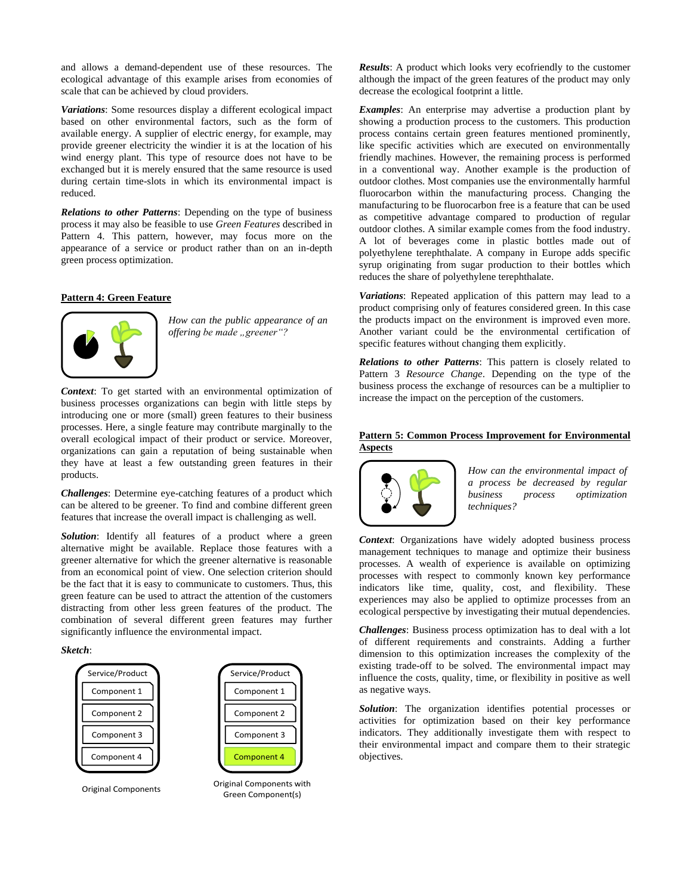and allows a demand-dependent use of these resources. The ecological advantage of this example arises from economies of scale that can be achieved by cloud providers.

***Variations***: Some resources display a different ecological impact based on other environmental factors, such as the form of available energy. A supplier of electric energy, for example, may provide greener electricity the windier it is at the location of his wind energy plant. This type of resource does not have to be exchanged but it is merely ensured that the same resource is used during certain time-slots in which its environmental impact is reduced.

***Relations to other Patterns***: Depending on the type of business process it may also be feasible to use *Green Features* described in Pattern 4. This pattern, however, may focus more on the appearance of a service or product rather than on an in-depth green process optimization.

**Pattern 4: Green Feature**

*How can the public appearance of an offering be made „greener"?*

***Context***: To get started with an environmental optimization of business processes organizations can begin with little steps by introducing one or more (small) green features to their business processes. Here, a single feature may contribute marginally to the overall ecological impact of their product or service. Moreover, organizations can gain a reputation of being sustainable when they have at least a few outstanding green features in their products.

***Challenges***: Determine eye-catching features of a product which can be altered to be greener. To find and combine different green features that increase the overall impact is challenging as well.

***Solution***: Identify all features of a product where a green alternative might be available. Replace those features with a greener alternative for which the greener alternative is reasonable from an economical point of view. One selection criterion should be the fact that it is easy to communicate to customers. Thus, this green feature can be used to attract the attention of the customers distracting from other less green features of the product. The combination of several different green features may further significantly influence the environmental impact.

***Sketch***:

Service/Product
Component 1
Component 2
Component 3
Component 4

Original Components

Service/Product
Component 1
Component 2
Component 3
Component 4

Original Components with Green Component(s)

***Results***: A product which looks very ecofriendly to the customer although the impact of the green features of the product may only decrease the ecological footprint a little.

***Examples***: An enterprise may advertise a production plant by showing a production process to the customers. This production process contains certain green features mentioned prominently, like specific activities which are executed on environmentally friendly machines. However, the remaining process is performed in a conventional way. Another example is the production of outdoor clothes. Most companies use the environmentally harmful fluorocarbon within the manufacturing process. Changing the manufacturing to be fluorocarbon free is a feature that can be used as competitive advantage compared to production of regular outdoor clothes. A similar example comes from the food industry. A lot of beverages come in plastic bottles made out of polyethylene terephthalate. A company in Europe adds specific syrup originating from sugar production to their bottles which reduces the share of polyethylene terephthalate.

***Variations***: Repeated application of this pattern may lead to a product comprising only of features considered green. In this case the products impact on the environment is improved even more. Another variant could be the environmental certification of specific features without changing them explicitly.

***Relations to other Patterns***: This pattern is closely related to Pattern 3 *Resource Change*. Depending on the type of the business process the exchange of resources can be a multiplier to increase the impact on the perception of the customers.

**Pattern 5: Common Process Improvement for Environmental Aspects**

*How can the environmental impact of a process be decreased by regular business process optimization techniques?*

***Context***: Organizations have widely adopted business process management techniques to manage and optimize their business processes. A wealth of experience is available on optimizing processes with respect to commonly known key performance indicators like time, quality, cost, and flexibility. These experiences may also be applied to optimize processes from an ecological perspective by investigating their mutual dependencies.

***Challenges***: Business process optimization has to deal with a lot of different requirements and constraints. Adding a further dimension to this optimization increases the complexity of the existing trade-off to be solved. The environmental impact may influence the costs, quality, time, or flexibility in positive as well as negative ways.

***Solution***: The organization identifies potential processes or activities for optimization based on their key performance indicators. They additionally investigate them with respect to their environmental impact and compare them to their strategic objectives.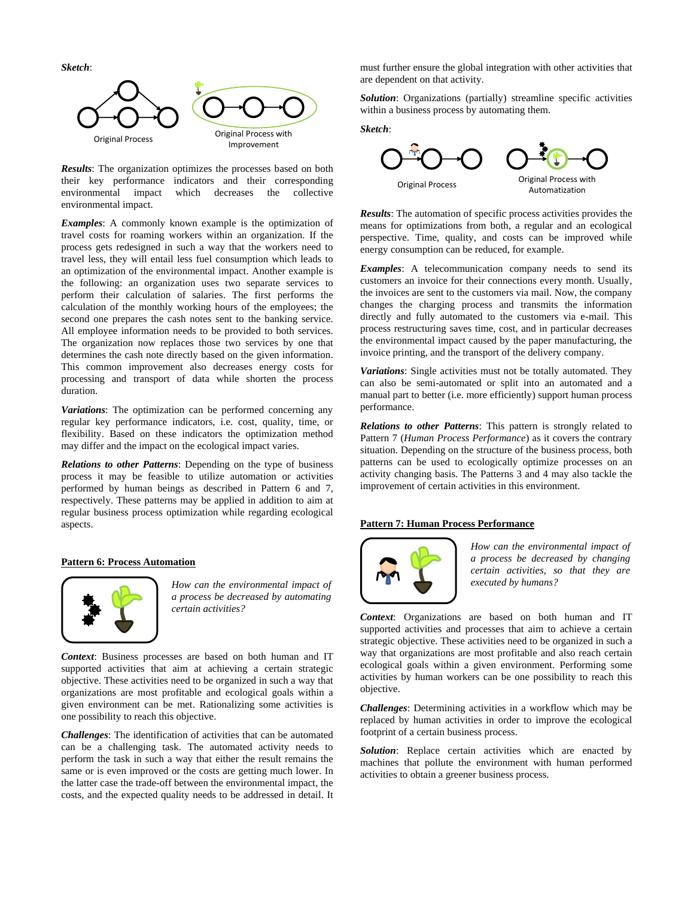***Sketch***:

Original Process

Original Process with Improvement

***Results***: The organization optimizes the processes based on both their key performance indicators and their corresponding environmental impact which decreases the collective environmental impact.

***Examples***: A commonly known example is the optimization of travel costs for roaming workers within an organization. If the process gets redesigned in such a way that the workers need to travel less, they will entail less fuel consumption which leads to an optimization of the environmental impact. Another example is the following: an organization uses two separate services to perform their calculation of salaries. The first performs the calculation of the monthly working hours of the employees; the second one prepares the cash notes sent to the banking service. All employee information needs to be provided to both services. The organization now replaces those two services by one that determines the cash note directly based on the given information. This common improvement also decreases energy costs for processing and transport of data while shorten the process duration.

***Variations***: The optimization can be performed concerning any regular key performance indicators, i.e. cost, quality, time, or flexibility. Based on these indicators the optimization method may differ and the impact on the ecological impact varies.

***Relations to other Patterns***: Depending on the type of business process it may be feasible to utilize automation or activities performed by human beings as described in Pattern 6 and 7, respectively. These patterns may be applied in addition to aim at regular business process optimization while regarding ecological aspects.

## Pattern 6: Process Automation

*How can the environmental impact of a process be decreased by automating certain activities?*

***Context***: Business processes are based on both human and IT supported activities that aim at achieving a certain strategic objective. These activities need to be organized in such a way that organizations are most profitable and ecological goals within a given environment can be met. Rationalizing some activities is one possibility to reach this objective.

***Challenges***: The identification of activities that can be automated can be a challenging task. The automated activity needs to perform the task in such a way that either the result remains the same or is even improved or the costs are getting much lower. In the latter case the trade-off between the environmental impact, the costs, and the expected quality needs to be addressed in detail. It must further ensure the global integration with other activities that are dependent on that activity.

***Solution***: Organizations (partially) streamline specific activities within a business process by automating them.

***Sketch***:

Original Process

Original Process with Automatization

***Results***: The automation of specific process activities provides the means for optimizations from both, a regular and an ecological perspective. Time, quality, and costs can be improved while energy consumption can be reduced, for example.

***Examples***: A telecommunication company needs to send its customers an invoice for their connections every month. Usually, the invoices are sent to the customers via mail. Now, the company changes the charging process and transmits the information directly and fully automated to the customers via e-mail. This process restructuring saves time, cost, and in particular decreases the environmental impact caused by the paper manufacturing, the invoice printing, and the transport of the delivery company.

***Variations***: Single activities must not be totally automated. They can also be semi-automated or split into an automated and a manual part to better (i.e. more efficiently) support human process performance.

***Relations to other Patterns***: This pattern is strongly related to Pattern 7 (*Human Process Performance*) as it covers the contrary situation. Depending on the structure of the business process, both patterns can be used to ecologically optimize processes on an activity changing basis. The Patterns 3 and 4 may also tackle the improvement of certain activities in this environment.

## Pattern 7: Human Process Performance

*How can the environmental impact of a process be decreased by changing certain activities, so that they are executed by humans?*

***Context***: Organizations are based on both human and IT supported activities and processes that aim to achieve a certain strategic objective. These activities need to be organized in such a way that organizations are most profitable and also reach certain ecological goals within a given environment. Performing some activities by human workers can be one possibility to reach this objective.

***Challenges***: Determining activities in a workflow which may be replaced by human activities in order to improve the ecological footprint of a certain business process.

***Solution***: Replace certain activities which are enacted by machines that pollute the environment with human performed activities to obtain a greener business process.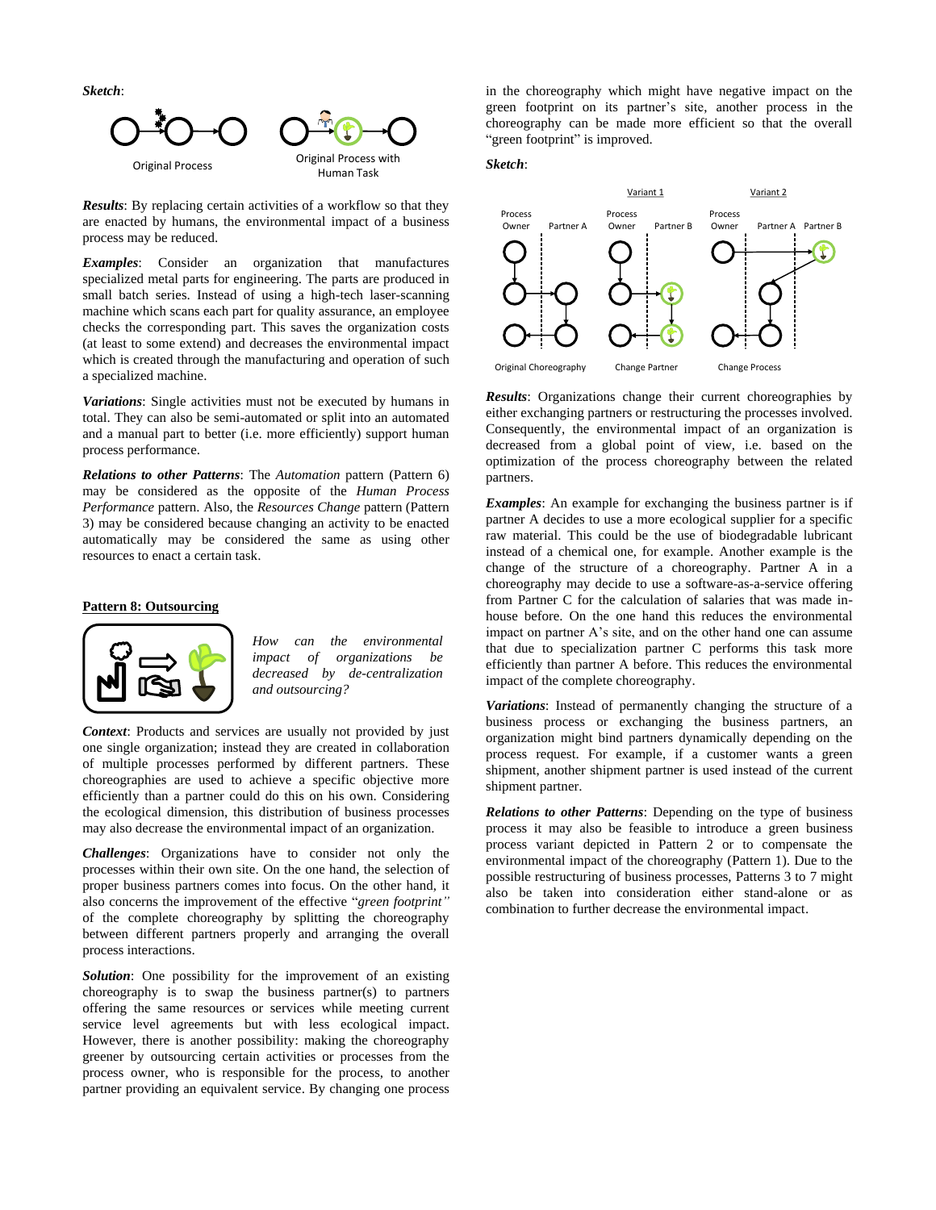*Sketch*:

Original Process    Original Process with Human Task

***Results***: By replacing certain activities of a workflow so that they are enacted by humans, the environmental impact of a business process may be reduced.

***Examples***: Consider an organization that manufactures specialized metal parts for engineering. The parts are produced in small batch series. Instead of using a high-tech laser-scanning machine which scans each part for quality assurance, an employee checks the corresponding part. This saves the organization costs (at least to some extend) and decreases the environmental impact which is created through the manufacturing and operation of such a specialized machine.

***Variations***: Single activities must not be executed by humans in total. They can also be semi-automated or split into an automated and a manual part to better (i.e. more efficiently) support human process performance.

***Relations to other Patterns***: The *Automation* pattern (Pattern 6) may be considered as the opposite of the *Human Process Performance* pattern. Also, the *Resources Change* pattern (Pattern 3) may be considered because changing an activity to be enacted automatically may be considered the same as using other resources to enact a certain task.

## Pattern 8: Outsourcing

*How can the environmental impact of organizations be decreased by de-centralization and outsourcing?*

***Context***: Products and services are usually not provided by just one single organization; instead they are created in collaboration of multiple processes performed by different partners. These choreographies are used to achieve a specific objective more efficiently than a partner could do this on his own. Considering the ecological dimension, this distribution of business processes may also decrease the environmental impact of an organization.

***Challenges***: Organizations have to consider not only the processes within their own site. On the one hand, the selection of proper business partners comes into focus. On the other hand, it also concerns the improvement of the effective "*green footprint"* of the complete choreography by splitting the choreography between different partners properly and arranging the overall process interactions.

***Solution***: One possibility for the improvement of an existing choreography is to swap the business partner(s) to partners offering the same resources or services while meeting current service level agreements but with less ecological impact. However, there is another possibility: making the choreography greener by outsourcing certain activities or processes from the process owner, who is responsible for the process, to another partner providing an equivalent service. By changing one process in the choreography which might have negative impact on the green footprint on its partner's site, another process in the choreography can be made more efficient so that the overall "green footprint" is improved.

***Sketch***:

Variant 1    Variant 2

Process Owner | Partner A    Process Owner | Partner B    Process Owner | Partner A | Partner B

Original Choreography    Change Partner    Change Process

***Results***: Organizations change their current choreographies by either exchanging partners or restructuring the processes involved. Consequently, the environmental impact of an organization is decreased from a global point of view, i.e. based on the optimization of the process choreography between the related partners.

***Examples***: An example for exchanging the business partner is if partner A decides to use a more ecological supplier for a specific raw material. This could be the use of biodegradable lubricant instead of a chemical one, for example. Another example is the change of the structure of a choreography. Partner A in a choreography may decide to use a software-as-a-service offering from Partner C for the calculation of salaries that was made in-house before. On the one hand this reduces the environmental impact on partner A's site, and on the other hand one can assume that due to specialization partner C performs this task more efficiently than partner A before. This reduces the environmental impact of the complete choreography.

***Variations***: Instead of permanently changing the structure of a business process or exchanging the business partners, an organization might bind partners dynamically depending on the process request. For example, if a customer wants a green shipment, another shipment partner is used instead of the current shipment partner.

***Relations to other Patterns***: Depending on the type of business process it may also be feasible to introduce a green business process variant depicted in Pattern 2 or to compensate the environmental impact of the choreography (Pattern 1). Due to the possible restructuring of business processes, Patterns 3 to 7 might also be taken into consideration either stand-alone or as combination to further decrease the environmental impact.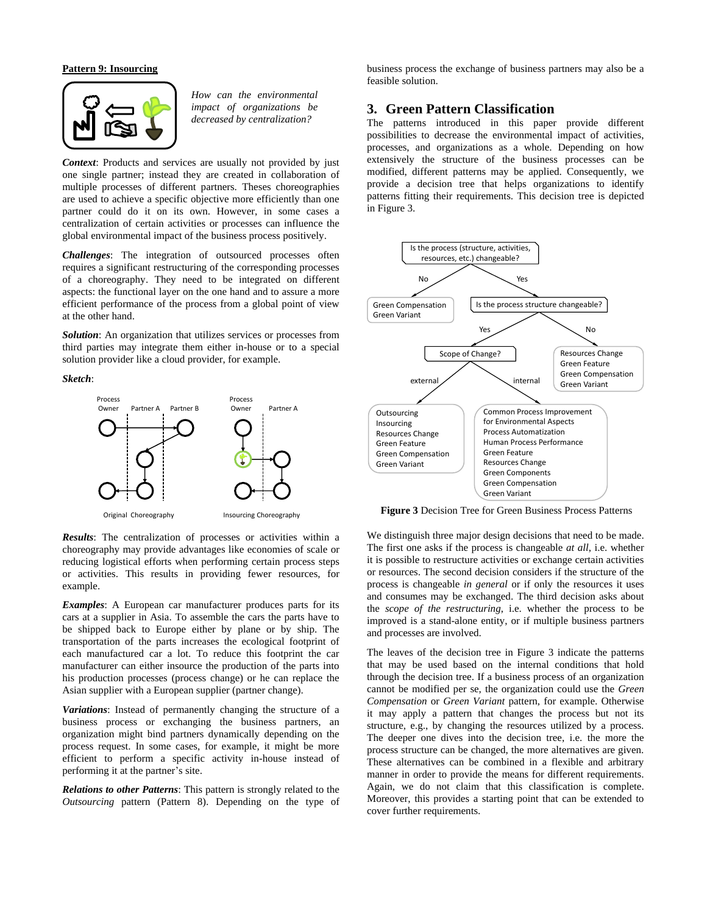**Pattern 9: Insourcing**

*How can the environmental impact of organizations be decreased by centralization?*

***Context***: Products and services are usually not provided by just one single partner; instead they are created in collaboration of multiple processes of different partners. Theses choreographies are used to achieve a specific objective more efficiently than one partner could do it on its own. However, in some cases a centralization of certain activities or processes can influence the global environmental impact of the business process positively.

***Challenges***: The integration of outsourced processes often requires a significant restructuring of the corresponding processes of a choreography. They need to be integrated on different aspects: the functional layer on the one hand and to assure a more efficient performance of the process from a global point of view at the other hand.

***Solution***: An organization that utilizes services or processes from third parties may integrate them either in-house or to a special solution provider like a cloud provider, for example.

***Sketch***:

Process Owner
Partner A
Partner B
Original Choreography

Process Owner
Partner A
Insourcing Choreography

***Results***: The centralization of processes or activities within a choreography may provide advantages like economies of scale or reducing logistical efforts when performing certain process steps or activities. This results in providing fewer resources, for example.

***Examples***: A European car manufacturer produces parts for its cars at a supplier in Asia. To assemble the cars the parts have to be shipped back to Europe either by plane or by ship. The transportation of the parts increases the ecological footprint of each manufactured car a lot. To reduce this footprint the car manufacturer can either insource the production of the parts into his production processes (process change) or he can replace the Asian supplier with a European supplier (partner change).

***Variations***: Instead of permanently changing the structure of a business process or exchanging the business partners, an organization might bind partners dynamically depending on the process request. In some cases, for example, it might be more efficient to perform a specific activity in-house instead of performing it at the partner's site.

***Relations to other Patterns***: This pattern is strongly related to the *Outsourcing* pattern (Pattern 8). Depending on the type of business process the exchange of business partners may also be a feasible solution.

## 3. Green Pattern Classification

The patterns introduced in this paper provide different possibilities to decrease the environmental impact of activities, processes, and organizations as a whole. Depending on how extensively the structure of the business processes can be modified, different patterns may be applied. Consequently, we provide a decision tree that helps organizations to identify patterns fitting their requirements. This decision tree is depicted in Figure 3.

Is the process (structure, activities, resources, etc.) changeable?
No
Yes
Green Compensation
Green Variant
Is the process structure changeable?
Yes
No
Resources Change
Green Feature
Green Compensation
Green Variant
Scope of Change?
external
internal
Outsourcing
Insourcing
Resources Change
Green Feature
Green Compensation
Green Variant
Common Process Improvement for Environmental Aspects
Process Automatization
Human Process Performance
Green Feature
Resources Change
Green Components
Green Compensation
Green Variant

**Figure 3** Decision Tree for Green Business Process Patterns

We distinguish three major design decisions that need to be made. The first one asks if the process is changeable *at all*, i.e. whether it is possible to restructure activities or exchange certain activities or resources. The second decision considers if the structure of the process is changeable *in general* or if only the resources it uses and consumes may be exchanged. The third decision asks about the *scope of the restructuring*, i.e. whether the process to be improved is a stand-alone entity, or if multiple business partners and processes are involved.

The leaves of the decision tree in Figure 3 indicate the patterns that may be used based on the internal conditions that hold through the decision tree. If a business process of an organization cannot be modified per se, the organization could use the *Green Compensation* or *Green Variant* pattern, for example. Otherwise it may apply a pattern that changes the process but not its structure, e.g., by changing the resources utilized by a process. The deeper one dives into the decision tree, i.e. the more the process structure can be changed, the more alternatives are given. These alternatives can be combined in a flexible and arbitrary manner in order to provide the means for different requirements. Again, we do not claim that this classification is complete. Moreover, this provides a starting point that can be extended to cover further requirements.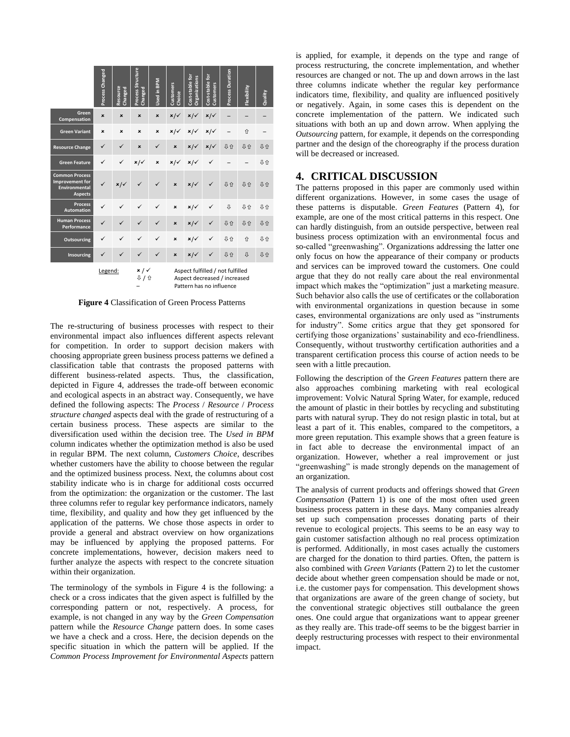| | Process Changed | Resource Changed | Process Structure Changed | Used in BPM | Customers Choice | Cost-stable for Organizations | Cost-stable for Customers | Process Duration | Flexibility | Quality |
|---|---|---|---|---|---|---|---|---|---|---|
| Green Compensation | × | × | × | × | ×/✓ | ×/✓ | ×/✓ | – | – | – |
| Green Variant | × | × | × | × | ×/✓ | ×/✓ | ×/✓ | – | ⇧ | – |
| Resource Change | ✓ | ✓ | × | ✓ | × | ×/✓ | ×/✓ | ⇩⇧ | ⇩⇧ | ⇩⇧ |
| Green Feature | ✓ | ✓ | ×/✓ | × | ×/✓ | ×/✓ | ✓ | – | – | ⇩⇧ |
| Common Process Improvement for Environmental Aspects | ✓ | ×/✓ | ✓ | ✓ | × | ×/✓ | ✓ | ⇩⇧ | ⇩⇧ | ⇩⇧ |
| Process Automation | ✓ | ✓ | ✓ | ✓ | × | ×/✓ | ✓ | ⇩ | ⇩⇧ | ⇩⇧ |
| Human Process Performance | ✓ | ✓ | ✓ | ✓ | × | ×/✓ | ✓ | ⇩⇧ | ⇩⇧ | ⇩⇧ |
| Outsourcing | ✓ | ✓ | ✓ | ✓ | × | ×/✓ | ✓ | ⇩⇧ | ⇧ | ⇩⇧ |
| Insourcing | ✓ | ✓ | ✓ | ✓ | × | ×/✓ | ✓ | ⇩⇧ | ⇩ | ⇩⇧ |

Legend: × / ✓ Aspect fulfilled / not fulfilled; ⇩ / ⇧ Aspect decreased / increased; – Pattern has no influence

**Figure 4** Classification of Green Process Patterns

The re-structuring of business processes with respect to their environmental impact also influences different aspects relevant for competition. In order to support decision makers with choosing appropriate green business process patterns we defined a classification table that contrasts the proposed patterns with different business-related aspects. Thus, the classification, depicted in Figure 4, addresses the trade-off between economic and ecological aspects in an abstract way. Consequently, we have defined the following aspects: The *Process* / *Resource* / *Process structure changed* aspects deal with the grade of restructuring of a certain business process. These aspects are similar to the diversification used within the decision tree. The *Used in BPM* column indicates whether the optimization method is also be used in regular BPM. The next column, *Customers Choice*, describes whether customers have the ability to choose between the regular and the optimized business process. Next, the columns about cost stability indicate who is in charge for additional costs occurred from the optimization: the organization or the customer. The last three columns refer to regular key performance indicators, namely time, flexibility, and quality and how they get influenced by the application of the patterns. We chose those aspects in order to provide a general and abstract overview on how organizations may be influenced by applying the proposed patterns. For concrete implementations, however, decision makers need to further analyze the aspects with respect to the concrete situation within their organization.

The terminology of the symbols in Figure 4 is the following: a check or a cross indicates that the given aspect is fulfilled by the corresponding pattern or not, respectively. A process, for example, is not changed in any way by the *Green Compensation* pattern while the *Resource Change* pattern does. In some cases we have a check and a cross. Here, the decision depends on the specific situation in which the pattern will be applied. If the *Common Process Improvement for Environmental Aspects* pattern is applied, for example, it depends on the type and range of process restructuring, the concrete implementation, and whether resources are changed or not. The up and down arrows in the last three columns indicate whether the regular key performance indicators time, flexibility, and quality are influenced positively or negatively. Again, in some cases this is dependent on the concrete implementation of the pattern. We indicated such situations with both an up and down arrow. When applying the *Outsourcing* pattern, for example, it depends on the corresponding partner and the design of the choreography if the process duration will be decreased or increased.

## 4. CRITICAL DISCUSSION

The patterns proposed in this paper are commonly used within different organizations. However, in some cases the usage of these patterns is disputable. *Green Features* (Pattern 4), for example, are one of the most critical patterns in this respect. One can hardly distinguish, from an outside perspective, between real business process optimization with an environmental focus and so-called "greenwashing". Organizations addressing the latter one only focus on how the appearance of their company or products and services can be improved toward the customers. One could argue that they do not really care about the real environmental impact which makes the "optimization" just a marketing measure. Such behavior also calls the use of certificates or the collaboration with environmental organizations in question because in some cases, environmental organizations are only used as "instruments for industry". Some critics argue that they get sponsored for certifying those organizations' sustainability and eco-friendliness. Consequently, without trustworthy certification authorities and a transparent certification process this course of action needs to be seen with a little precaution.

Following the description of the *Green Features* pattern there are also approaches combining marketing with real ecological improvement: Volvic Natural Spring Water, for example, reduced the amount of plastic in their bottles by recycling and substituting parts with natural syrup. They do not resign plastic in total, but at least a part of it. This enables, compared to the competitors, a more green reputation. This example shows that a green feature is in fact able to decrease the environmental impact of an organization. However, whether a real improvement or just "greenwashing" is made strongly depends on the management of an organization.

The analysis of current products and offerings showed that *Green Compensation* (Pattern 1) is one of the most often used green business process pattern in these days. Many companies already set up such compensation processes donating parts of their revenue to ecological projects. This seems to be an easy way to gain customer satisfaction although no real process optimization is performed. Additionally, in most cases actually the customers are charged for the donation to third parties. Often, the pattern is also combined with *Green Variants* (Pattern 2) to let the customer decide about whether green compensation should be made or not, i.e. the customer pays for compensation. This development shows that organizations are aware of the green change of society, but the conventional strategic objectives still outbalance the green ones. One could argue that organizations want to appear greener as they really are. This trade-off seems to be the biggest barrier in deeply restructuring processes with respect to their environmental impact.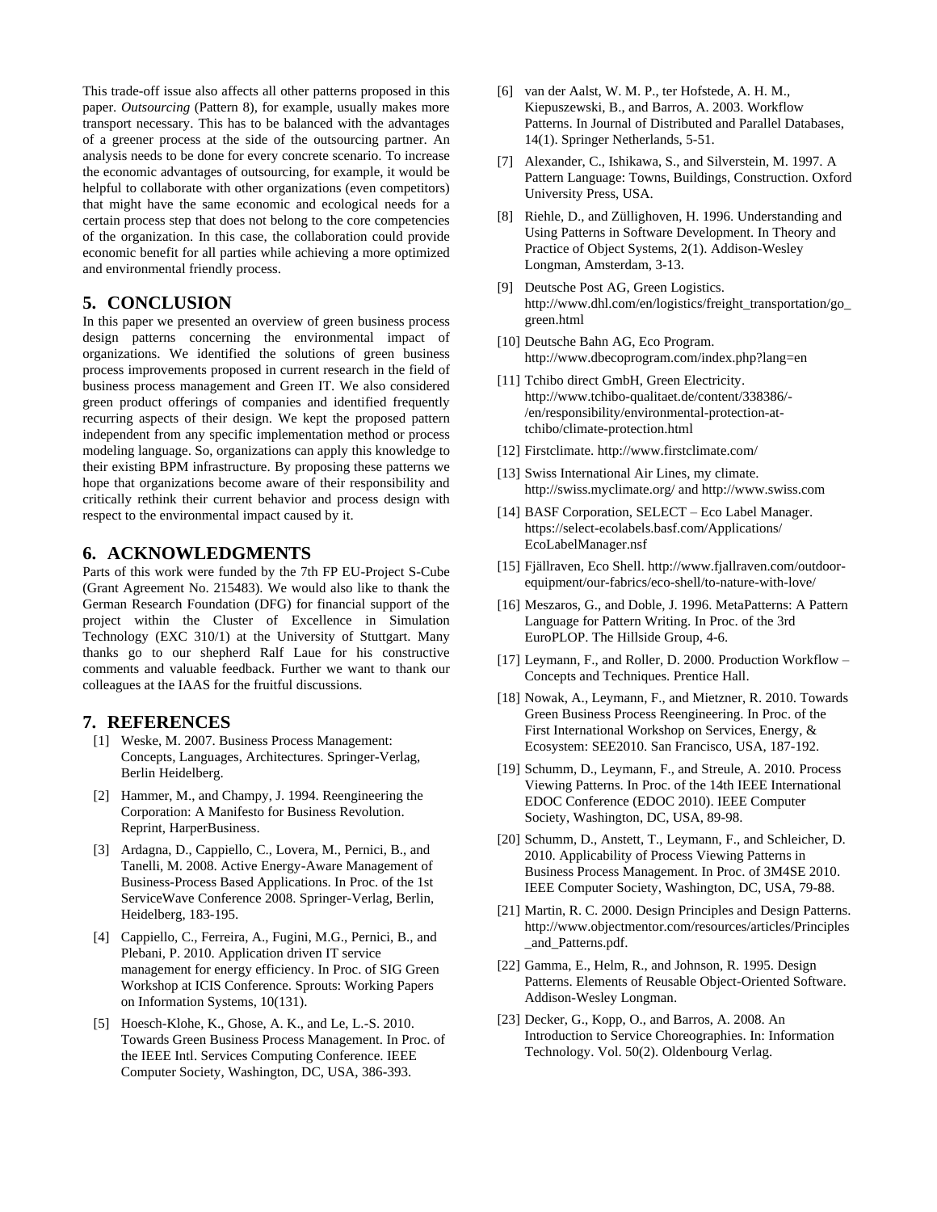This trade-off issue also affects all other patterns proposed in this paper. *Outsourcing* (Pattern 8), for example, usually makes more transport necessary. This has to be balanced with the advantages of a greener process at the side of the outsourcing partner. An analysis needs to be done for every concrete scenario. To increase the economic advantages of outsourcing, for example, it would be helpful to collaborate with other organizations (even competitors) that might have the same economic and ecological needs for a certain process step that does not belong to the core competencies of the organization. In this case, the collaboration could provide economic benefit for all parties while achieving a more optimized and environmental friendly process.

## 5. CONCLUSION

In this paper we presented an overview of green business process design patterns concerning the environmental impact of organizations. We identified the solutions of green business process improvements proposed in current research in the field of business process management and Green IT. We also considered green product offerings of companies and identified frequently recurring aspects of their design. We kept the proposed pattern independent from any specific implementation method or process modeling language. So, organizations can apply this knowledge to their existing BPM infrastructure. By proposing these patterns we hope that organizations become aware of their responsibility and critically rethink their current behavior and process design with respect to the environmental impact caused by it.

## 6. ACKNOWLEDGMENTS

Parts of this work were funded by the 7th FP EU-Project S-Cube (Grant Agreement No. 215483). We would also like to thank the German Research Foundation (DFG) for financial support of the project within the Cluster of Excellence in Simulation Technology (EXC 310/1) at the University of Stuttgart. Many thanks go to our shepherd Ralf Laue for his constructive comments and valuable feedback. Further we want to thank our colleagues at the IAAS for the fruitful discussions.

## 7. REFERENCES

[1] Weske, M. 2007. Business Process Management: Concepts, Languages, Architectures. Springer-Verlag, Berlin Heidelberg.

[2] Hammer, M., and Champy, J. 1994. Reengineering the Corporation: A Manifesto for Business Revolution. Reprint, HarperBusiness.

[3] Ardagna, D., Cappiello, C., Lovera, M., Pernici, B., and Tanelli, M. 2008. Active Energy-Aware Management of Business-Process Based Applications. In Proc. of the 1st ServiceWave Conference 2008. Springer-Verlag, Berlin, Heidelberg, 183-195.

[4] Cappiello, C., Ferreira, A., Fugini, M.G., Pernici, B., and Plebani, P. 2010. Application driven IT service management for energy efficiency. In Proc. of SIG Green Workshop at ICIS Conference. Sprouts: Working Papers on Information Systems, 10(131).

[5] Hoesch-Klohe, K., Ghose, A. K., and Le, L.-S. 2010. Towards Green Business Process Management. In Proc. of the IEEE Intl. Services Computing Conference. IEEE Computer Society, Washington, DC, USA, 386-393.

[6] van der Aalst, W. M. P., ter Hofstede, A. H. M., Kiepuszewski, B., and Barros, A. 2003. Workflow Patterns. In Journal of Distributed and Parallel Databases, 14(1). Springer Netherlands, 5-51.

[7] Alexander, C., Ishikawa, S., and Silverstein, M. 1997. A Pattern Language: Towns, Buildings, Construction. Oxford University Press, USA.

[8] Riehle, D., and Züllighoven, H. 1996. Understanding and Using Patterns in Software Development. In Theory and Practice of Object Systems, 2(1). Addison-Wesley Longman, Amsterdam, 3-13.

[9] Deutsche Post AG, Green Logistics. http://www.dhl.com/en/logistics/freight_transportation/go_green.html

[10] Deutsche Bahn AG, Eco Program. http://www.dbecoprogram.com/index.php?lang=en

[11] Tchibo direct GmbH, Green Electricity. http://www.tchibo-qualitaet.de/content/338386/-/en/responsibility/environmental-protection-at-tchibo/climate-protection.html

[12] Firstclimate. http://www.firstclimate.com/

[13] Swiss International Air Lines, my climate. http://swiss.myclimate.org/ and http://www.swiss.com

[14] BASF Corporation, SELECT – Eco Label Manager. https://select-ecolabels.basf.com/Applications/EcoLabelManager.nsf

[15] Fjällraven, Eco Shell. http://www.fjallraven.com/outdoor-equipment/our-fabrics/eco-shell/to-nature-with-love/

[16] Meszaros, G., and Doble, J. 1996. MetaPatterns: A Pattern Language for Pattern Writing. In Proc. of the 3rd EuroPLOP. The Hillside Group, 4-6.

[17] Leymann, F., and Roller, D. 2000. Production Workflow – Concepts and Techniques. Prentice Hall.

[18] Nowak, A., Leymann, F., and Mietzner, R. 2010. Towards Green Business Process Reengineering. In Proc. of the First International Workshop on Services, Energy, & Ecosystem: SEE2010. San Francisco, USA, 187-192.

[19] Schumm, D., Leymann, F., and Streule, A. 2010. Process Viewing Patterns. In Proc. of the 14th IEEE International EDOC Conference (EDOC 2010). IEEE Computer Society, Washington, DC, USA, 89-98.

[20] Schumm, D., Anstett, T., Leymann, F., and Schleicher, D. 2010. Applicability of Process Viewing Patterns in Business Process Management. In Proc. of 3M4SE 2010. IEEE Computer Society, Washington, DC, USA, 79-88.

[21] Martin, R. C. 2000. Design Principles and Design Patterns. http://www.objectmentor.com/resources/articles/Principles_and_Patterns.pdf.

[22] Gamma, E., Helm, R., and Johnson, R. 1995. Design Patterns. Elements of Reusable Object-Oriented Software. Addison-Wesley Longman.

[23] Decker, G., Kopp, O., and Barros, A. 2008. An Introduction to Service Choreographies. In: Information Technology. Vol. 50(2). Oldenbourg Verlag.